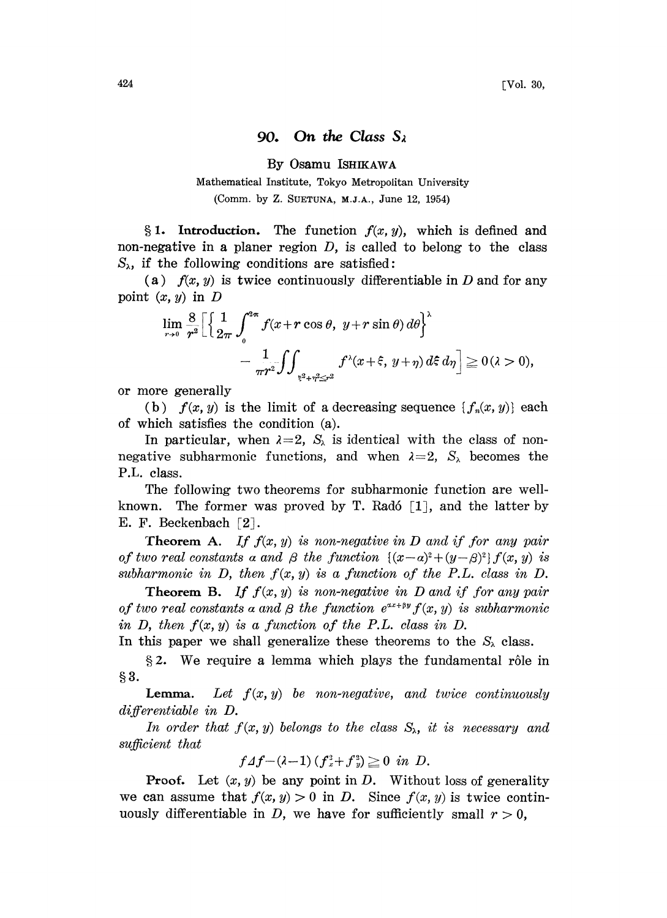## 90. On the Class $S_\lambda$

By Osamu ISHIKAWA

Mathematical Institute, Tokyo Metropolitan University

(Comm. by Z. SUETUNA, M.J.A., June 12, 1954)

§1. **Introduction.** The function $f(x, y)$, which is defined and non-negative in a planer region $D$, is called to belong to the class $S_\lambda$, if the following conditions are satisfied:

(a) $f(x, y)$ is twice continuously differentiable in $D$ and for any point $(x, y)$ in $D$

$$\lim_{r\to 0}\frac{8}{r^2}\left[\left\{\frac{1}{2\pi}\int_0^{2\pi} f(x+r\cos\theta,\ y+r\sin\theta)\,d\theta\right\}^\lambda - \frac{1}{\pi r^2}\iint_{\xi^2+\eta^2\leq r^2} f^\lambda(x+\xi,\ y+\eta)\,d\xi\,d\eta\right] \geqq 0\,(\lambda>0),$$

or more generally

(b) $f(x, y)$ is the limit of a decreasing sequence $\{f_n(x, y)\}$ each of which satisfies the condition (a).

In particular, when $\lambda=2$, $S_\lambda$ is identical with the class of non-negative subharmonic functions, and when $\lambda=2$, $S_\lambda$ becomes the P.L. class.

The following two theorems for subharmonic function are well-known. The former was proved by T. Radó [1], and the latter by E. F. Beckenbach [2].

**Theorem A.** *If $f(x, y)$ is non-negative in $D$ and if for any pair of two real constants $\alpha$ and $\beta$ the function $\{(x-\alpha)^2+(y-\beta)^2\}f(x, y)$ is subharmonic in $D$, then $f(x, y)$ is a function of the P.L. class in $D$.*

**Theorem B.** *If $f(x, y)$ is non-negative in $D$ and if for any pair of two real constants $\alpha$ and $\beta$ the function $e^{\alpha x+\beta y}f(x, y)$ is subharmonic in $D$, then $f(x, y)$ is a function of the P.L. class in $D$.*

In this paper we shall generalize these theorems to the $S_\lambda$ class.

§2. We require a lemma which plays the fundamental rôle in §3.

**Lemma.** *Let $f(x, y)$ be non-negative, and twice continuously differentiable in $D$.*

*In order that $f(x, y)$ belongs to the class $S_\lambda$, it is necessary and sufficient that*

$$f\Delta f-(\lambda-1)(f_x^2+f_y^2)\geqq 0 \text{ in } D.$$

**Proof.** Let $(x, y)$ be any point in $D$. Without loss of generality we can assume that $f(x, y)>0$ in $D$. Since $f(x, y)$ is twice continuously differentiable in $D$, we have for sufficiently small $r>0$,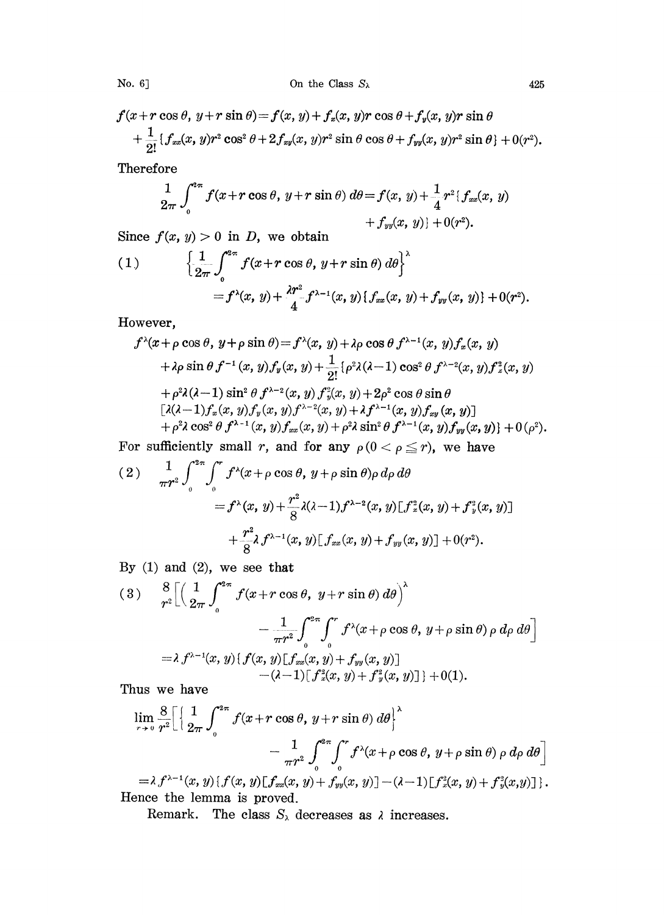$$f(x+r\cos\theta,\ y+r\sin\theta)=f(x,y)+f_x(x,y)r\cos\theta+f_y(x,y)r\sin\theta$$
$$+\frac{1}{2!}\{f_{xx}(x,y)r^2\cos^2\theta+2f_{xy}(x,y)r^2\sin\theta\cos\theta+f_{yy}(x,y)r^2\sin\theta\}+0(r^2).$$

Therefore

$$\frac{1}{2\pi}\int_0^{2\pi} f(x+r\cos\theta,\ y+r\sin\theta)\,d\theta=f(x,y)+\frac{1}{4}r^2\{f_{xx}(x,y)+f_{yy}(x,y)\}+0(r^2).$$

Since $f(x, y)>0$ in $D$, we obtain

$$(1)\qquad \left\{\frac{1}{2\pi}\int_0^{2\pi} f(x+r\cos\theta,\ y+r\sin\theta)\,d\theta\right\}^{\lambda}=f^{\lambda}(x,y)+\frac{\lambda r^2}{4}f^{\lambda-1}(x,y)\{f_{xx}(x,y)+f_{yy}(x,y)\}+0(r^2).$$

However,

$$f^{\lambda}(x+\rho\cos\theta,\ y+\rho\sin\theta)=f^{\lambda}(x,y)+\lambda\rho\cos\theta f^{\lambda-1}(x,y)f_x(x,y)$$
$$+\lambda\rho\sin\theta f^{-1}(x,y)f_y(x,y)+\frac{1}{2!}\{\rho^2\lambda(\lambda-1)\cos^2\theta f^{\lambda-2}(x,y)f_x^2(x,y)$$
$$+\rho^2\lambda(\lambda-1)\sin^2\theta f^{\lambda-2}(x,y)f_y^2(x,y)+2\rho^2\cos\theta\sin\theta$$
$$[\lambda(\lambda-1)f_x(x,y)f_y(x,y)f^{\lambda-2}(x,y)+\lambda f^{\lambda-1}(x,y)f_{xy}(x,y)]$$
$$+\rho^2\lambda\cos^2\theta f^{\lambda-1}(x,y)f_{xx}(x,y)+\rho^2\lambda\sin^2\theta f^{\lambda-1}(x,y)f_{yy}(x,y)\}+0(\rho^2).$$

For sufficiently small $r$, and for any $\rho\,(0<\rho\leqq r)$, we have

$$(2)\qquad \frac{1}{\pi r^2}\int_0^{2\pi}\int_0^{r} f^{\lambda}(x+\rho\cos\theta,\ y+\rho\sin\theta)\rho\,d\rho\,d\theta$$
$$=f^{\lambda}(x,y)+\frac{r^2}{8}\lambda(\lambda-1)f^{\lambda-2}(x,y)[f_x^2(x,y)+f_y^2(x,y)]$$
$$+\frac{r^2}{8}\lambda f^{\lambda-1}(x,y)[f_{xx}(x,y)+f_{yy}(x,y)]+0(r^2).$$

By (1) and (2), we see that

$$(3)\qquad \frac{8}{r^2}\left[\left(\frac{1}{2\pi}\int_0^{2\pi} f(x+r\cos\theta,\ y+r\sin\theta)\,d\theta\right)^{\lambda}-\frac{1}{\pi r^2}\int_0^{2\pi}\int_0^{r} f^{\lambda}(x+\rho\cos\theta,\ y+\rho\sin\theta)\,\rho\,d\rho\,d\theta\right]$$
$$=\lambda f^{\lambda-1}(x,y)\{f(x,y)[f_{xx}(x,y)+f_{yy}(x,y)]-(\lambda-1)[f_x^2(x,y)+f_y^2(x,y)]\}+0(1).$$

Thus we have

$$\lim_{r\to 0}\frac{8}{r^2}\left[\left\{\frac{1}{2\pi}\int_0^{2\pi} f(x+r\cos\theta,\ y+r\sin\theta)\,d\theta\right\}^{\lambda}-\frac{1}{\pi r^2}\int_0^{2\pi}\int_0^{r} f^{\lambda}(x+\rho\cos\theta,\ y+\rho\sin\theta)\,\rho\,d\rho\,d\theta\right]$$
$$=\lambda f^{\lambda-1}(x,y)\{f(x,y)[f_{xx}(x,y)+f_{yy}(x,y)]-(\lambda-1)[f_x^2(x,y)+f_y^2(x,y)]\}.$$

Hence the lemma is proved.

Remark. The class $S_\lambda$ decreases as $\lambda$ increases.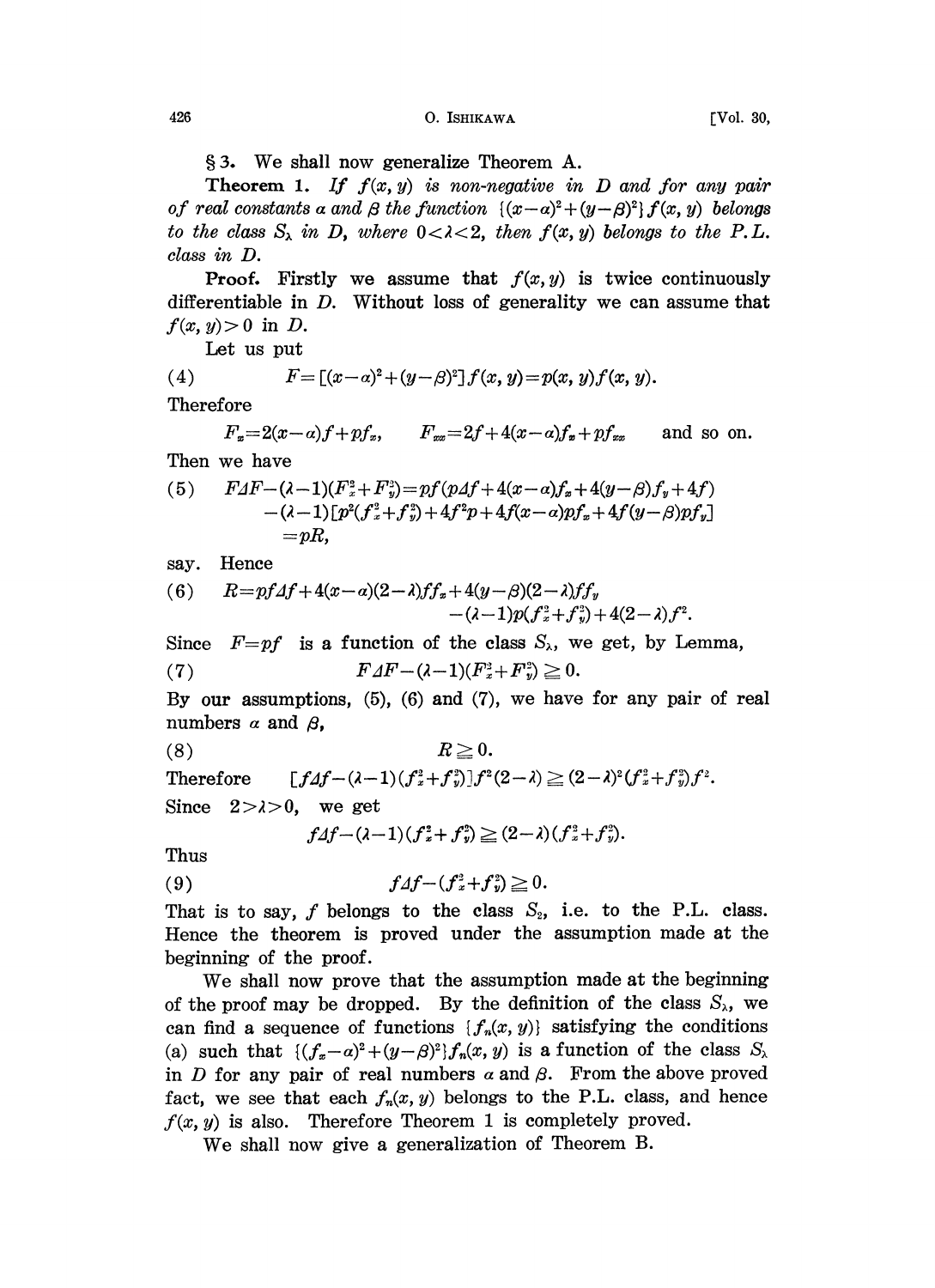§3. We shall now generalize Theorem A.

**Theorem 1.** *If $f(x, y)$ is non-negative in $D$ and for any pair of real constants $\alpha$ and $\beta$ the function $\{(x-\alpha)^2+(y-\beta)^2\}f(x, y)$ belongs to the class $S_\lambda$ in $D$, where $0<\lambda<2$, then $f(x, y)$ belongs to the P.L. class in $D$.*

**Proof.** Firstly we assume that $f(x, y)$ is twice continuously differentiable in $D$. Without loss of generality we can assume that $f(x, y)>0$ in $D$.

Let us put

$$(4) \qquad F=[(x-\alpha)^2+(y-\beta)^2]f(x, y)=p(x, y)f(x, y).$$

Therefore

$$F_x=2(x-\alpha)f+pf_x, \qquad F_{xx}=2f+4(x-\alpha)f_x+pf_{xx} \qquad \text{and so on.}$$

Then we have

$$(5) \qquad \begin{aligned} F\Delta F-(\lambda-1)(F_x^2+F_y^2)&=pf(p\Delta f+4(x-\alpha)f_x+4(y-\beta)f_y+4f) \\ &\quad -(\lambda-1)[p^2(f_x^2+f_y^2)+4f^2p+4f(x-\alpha)pf_x+4f(y-\beta)pf_y] \\ &=pR, \end{aligned}$$

say. Hence

$$(6) \qquad \begin{aligned} R=pf\Delta f+4(x-\alpha)(2-\lambda)ff_x+4(y-\beta)(2-\lambda)ff_y \\ -(\lambda-1)p(f_x^2+f_y^2)+4(2-\lambda)f^2. \end{aligned}$$

Since $F=pf$ is a function of the class $S_\lambda$, we get, by Lemma,

$$(7) \qquad F\Delta F-(\lambda-1)(F_x^2+F_y^2)\geqq 0.$$

By our assumptions, (5), (6) and (7), we have for any pair of real numbers $\alpha$ and $\beta$,

$$(8) \qquad R\geqq 0.$$

Therefore $\quad [f\Delta f-(\lambda-1)(f_x^2+f_y^2)]f^2(2-\lambda)\geqq(2-\lambda)^2(f_x^2+f_y^2)f^2.$

Since $2>\lambda>0$, we get

$$f\Delta f-(\lambda-1)(f_x^2+f_y^2)\geqq(2-\lambda)(f_x^2+f_y^2).$$

Thus

$$(9) \qquad f\Delta f-(f_x^2+f_y^2)\geqq 0.$$

That is to say, $f$ belongs to the class $S_2$, i.e. to the P.L. class. Hence the theorem is proved under the assumption made at the beginning of the proof.

We shall now prove that the assumption made at the beginning of the proof may be dropped. By the definition of the class $S_\lambda$, we can find a sequence of functions $\{f_n(x, y)\}$ satisfying the conditions (a) such that $\{(f_x-\alpha)^2+(y-\beta)^2\}f_n(x, y)$ is a function of the class $S_\lambda$ in $D$ for any pair of real numbers $\alpha$ and $\beta$. From the above proved fact, we see that each $f_n(x, y)$ belongs to the P.L. class, and hence $f(x, y)$ is also. Therefore Theorem 1 is completely proved.

We shall now give a generalization of Theorem B.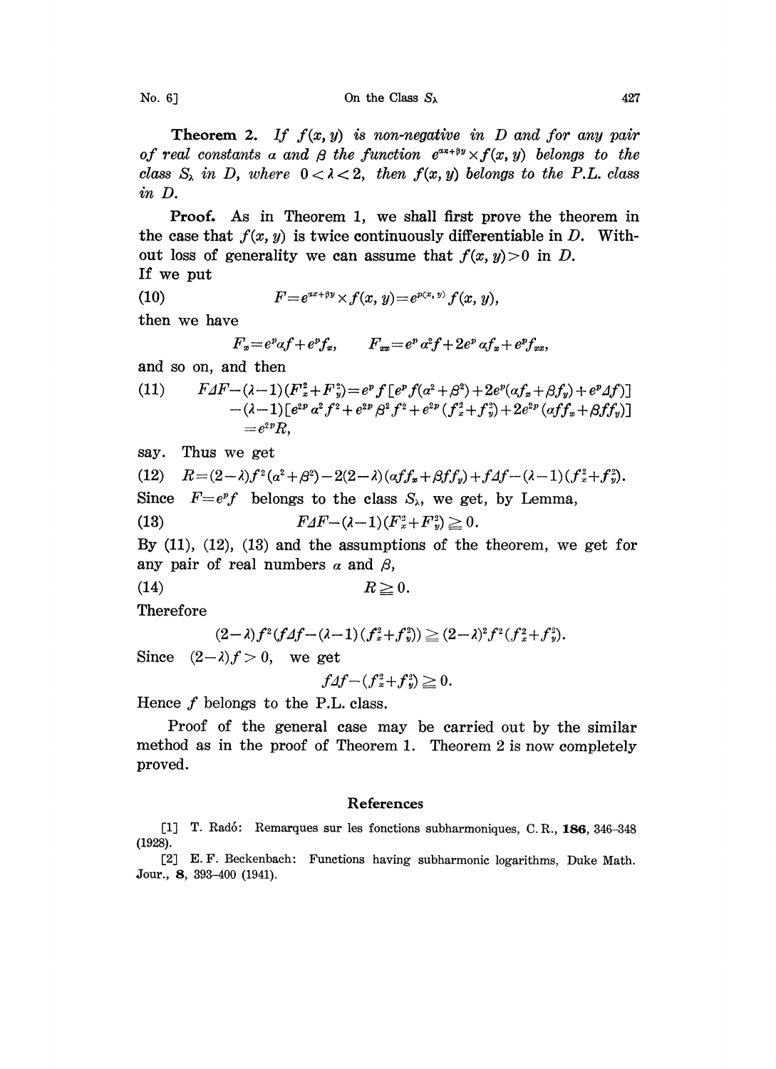**Theorem 2.** *If $f(x, y)$ is non-negative in $D$ and for any pair of real constants $\alpha$ and $\beta$ the function $e^{\alpha x+\beta y}\times f(x, y)$ belongs to the class $S_\lambda$ in $D$, where $0<\lambda<2$, then $f(x, y)$ belongs to the P.L. class in $D$.*

**Proof.** As in Theorem 1, we shall first prove the theorem in the case that $f(x, y)$ is twice continuously differentiable in $D$. Without loss of generality we can assume that $f(x, y)>0$ in $D$.
If we put

$$F=e^{\alpha x+\beta y}\times f(x, y)=e^{p(x, y)}f(x, y), \tag{10}$$

then we have

$$F_x=e^p\alpha f+e^p f_x, \qquad F_{xx}=e^p\alpha^2 f+2e^p\alpha f_x+e^p f_{xx},$$

and so on, and then

$$\begin{aligned} F\Delta F-(\lambda-1)(F_x^2+F_y^2) &= e^p f\left[e^p f(\alpha^2+\beta^2)+2e^p(\alpha f_x+\beta f_y)+e^p\Delta f\right] \\ &\quad -(\lambda-1)\left[e^{2p}\alpha^2 f^2+e^{2p}\beta^2 f^2+e^{2p}(f_x^2+f_y^2)+2e^{2p}(\alpha f f_x+\beta f f_y)\right] \\ &= e^{2p}R, \end{aligned} \tag{11}$$

say. Thus we get

$$R=(2-\lambda)f^2(\alpha^2+\beta^2)-2(2-\lambda)(\alpha f f_x+\beta f f_y)+f\Delta f-(\lambda-1)(f_x^2+f_y^2). \tag{12}$$

Since $F=e^p f$ belongs to the class $S_\lambda$, we get, by Lemma,

$$F\Delta F-(\lambda-1)(F_x^2+F_y^2)\geqq 0. \tag{13}$$

By (11), (12), (13) and the assumptions of the theorem, we get for any pair of real numbers $\alpha$ and $\beta$,

$$R\geqq 0. \tag{14}$$

Therefore

$$(2-\lambda)f^2(f\Delta f-(\lambda-1)(f_x^2+f_y^2))\geqq(2-\lambda)^2 f^2(f_x^2+f_y^2).$$

Since $(2-\lambda)f>0$, we get

$$f\Delta f-(f_x^2+f_y^2)\geqq 0.$$

Hence $f$ belongs to the P.L. class.

Proof of the general case may be carried out by the similar method as in the proof of Theorem 1. Theorem 2 is now completely proved.

## References

[1] T. Radó: Remarques sur les fonctions subharmoniques, C. R., **186**, 346–348 (1928).

[2] E. F. Beckenbach: Functions having subharmonic logarithms, Duke Math. Jour., **8**, 393–400 (1941).